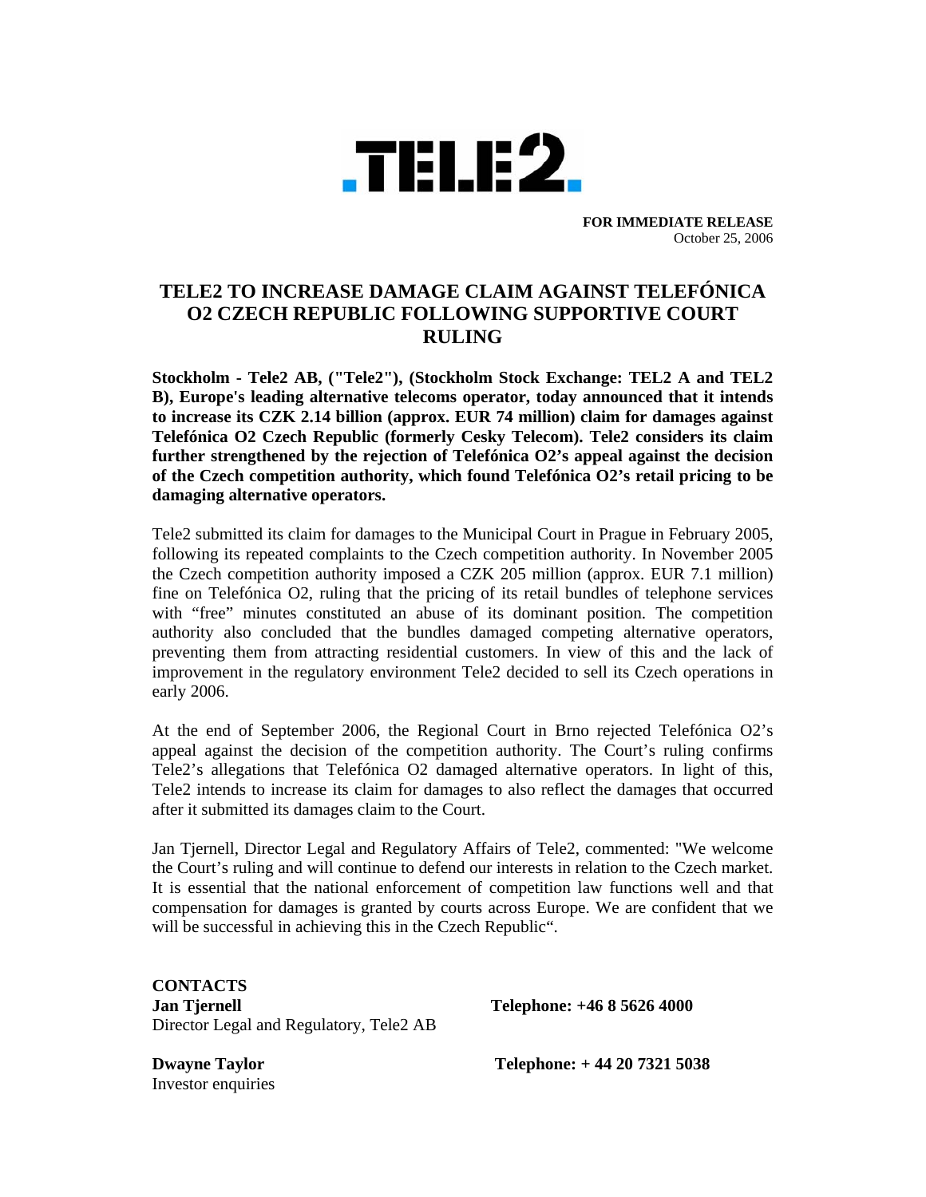**TELE2**

**FOR IMMEDIATE RELEASE**
October 25, 2006

# TELE2 TO INCREASE DAMAGE CLAIM AGAINST TELEFÓNICA O2 CZECH REPUBLIC FOLLOWING SUPPORTIVE COURT RULING

**Stockholm - Tele2 AB, ("Tele2"), (Stockholm Stock Exchange: TEL2 A and TEL2 B), Europe's leading alternative telecoms operator, today announced that it intends to increase its CZK 2.14 billion (approx. EUR 74 million) claim for damages against Telefónica O2 Czech Republic (formerly Cesky Telecom). Tele2 considers its claim further strengthened by the rejection of Telefónica O2's appeal against the decision of the Czech competition authority, which found Telefónica O2's retail pricing to be damaging alternative operators.**

Tele2 submitted its claim for damages to the Municipal Court in Prague in February 2005, following its repeated complaints to the Czech competition authority. In November 2005 the Czech competition authority imposed a CZK 205 million (approx. EUR 7.1 million) fine on Telefónica O2, ruling that the pricing of its retail bundles of telephone services with "free" minutes constituted an abuse of its dominant position. The competition authority also concluded that the bundles damaged competing alternative operators, preventing them from attracting residential customers. In view of this and the lack of improvement in the regulatory environment Tele2 decided to sell its Czech operations in early 2006.

At the end of September 2006, the Regional Court in Brno rejected Telefónica O2's appeal against the decision of the competition authority. The Court's ruling confirms Tele2's allegations that Telefónica O2 damaged alternative operators. In light of this, Tele2 intends to increase its claim for damages to also reflect the damages that occurred after it submitted its damages claim to the Court.

Jan Tjernell, Director Legal and Regulatory Affairs of Tele2, commented: "We welcome the Court's ruling and will continue to defend our interests in relation to the Czech market. It is essential that the national enforcement of competition law functions well and that compensation for damages is granted by courts across Europe. We are confident that we will be successful in achieving this in the Czech Republic".

**CONTACTS**

**Jan Tjernell** — **Telephone: +46 8 5626 4000**
Director Legal and Regulatory, Tele2 AB

**Dwayne Taylor** — **Telephone: + 44 20 7321 5038**
Investor enquiries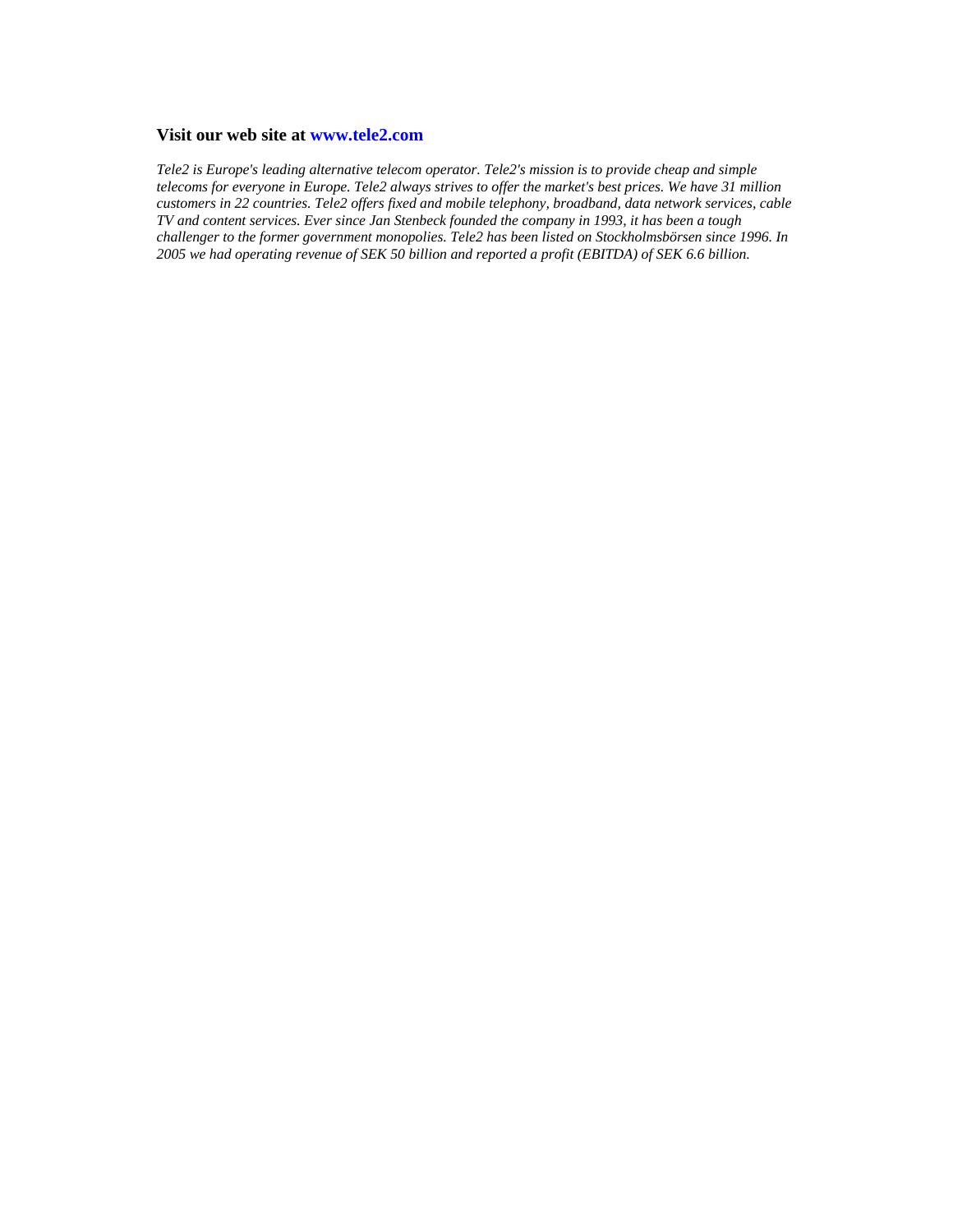**Visit our web site at www.tele2.com**

*Tele2 is Europe's leading alternative telecom operator. Tele2's mission is to provide cheap and simple telecoms for everyone in Europe. Tele2 always strives to offer the market's best prices. We have 31 million customers in 22 countries. Tele2 offers fixed and mobile telephony, broadband, data network services, cable TV and content services. Ever since Jan Stenbeck founded the company in 1993, it has been a tough challenger to the former government monopolies. Tele2 has been listed on Stockholmsbörsen since 1996. In 2005 we had operating revenue of SEK 50 billion and reported a profit (EBITDA) of SEK 6.6 billion.*